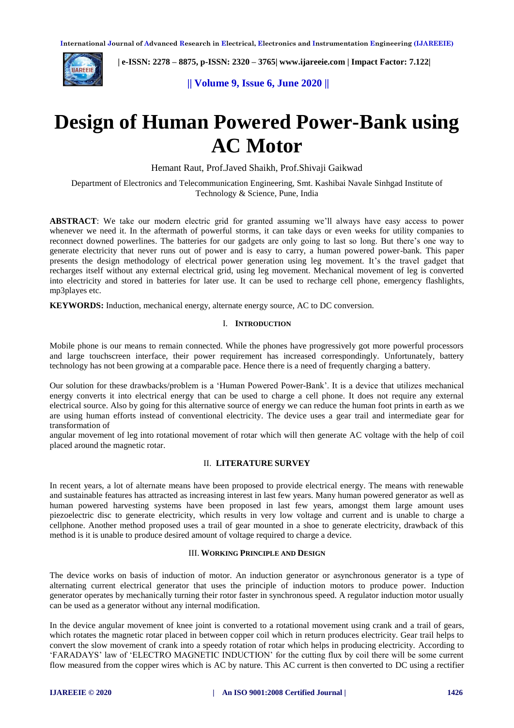# Design of Human Powered Power-Bank using AC Motor

Hemant Raut, Prof.Javed Shaikh, Prof.Shivaji Gaikwad

Department of Electronics and Telecommunication Engineering, Smt. Kashibai Navale Sinhgad Institute of Technology & Science, Pune, India

**ABSTRACT**: We take our modern electric grid for granted assuming we'll always have easy access to power whenever we need it. In the aftermath of powerful storms, it can take days or even weeks for utility companies to reconnect downed powerlines. The batteries for our gadgets are only going to last so long. But there's one way to generate electricity that never runs out of power and is easy to carry, a human powered power-bank. This paper presents the design methodology of electrical power generation using leg movement. It's the travel gadget that recharges itself without any external electrical grid, using leg movement. Mechanical movement of leg is converted into electricity and stored in batteries for later use. It can be used to recharge cell phone, emergency flashlights, mp3playes etc.

**KEYWORDS:** Induction, mechanical energy, alternate energy source, AC to DC conversion.

## I. INTRODUCTION

Mobile phone is our means to remain connected. While the phones have progressively got more powerful processors and large touchscreen interface, their power requirement has increased correspondingly. Unfortunately, battery technology has not been growing at a comparable pace. Hence there is a need of frequently charging a battery.

Our solution for these drawbacks/problem is a 'Human Powered Power-Bank'. It is a device that utilizes mechanical energy converts it into electrical energy that can be used to charge a cell phone. It does not require any external electrical source. Also by going for this alternative source of energy we can reduce the human foot prints in earth as we are using human efforts instead of conventional electricity. The device uses a gear trail and intermediate gear for transformation of angular movement of leg into rotational movement of rotar which will then generate AC voltage with the help of coil placed around the magnetic rotar.

## II. LITERATURE SURVEY

In recent years, a lot of alternate means have been proposed to provide electrical energy. The means with renewable and sustainable features has attracted as increasing interest in last few years. Many human powered generator as well as human powered harvesting systems have been proposed in last few years, amongst them large amount uses piezoelectric disc to generate electricity, which results in very low voltage and current and is unable to charge a cellphone. Another method proposed uses a trail of gear mounted in a shoe to generate electricity, drawback of this method is it is unable to produce desired amount of voltage required to charge a device.

## III. WORKING PRINCIPLE AND DESIGN

The device works on basis of induction of motor. An induction generator or asynchronous generator is a type of alternating current electrical generator that uses the principle of induction motors to produce power. Induction generator operates by mechanically turning their rotor faster in synchronous speed. A regulator induction motor usually can be used as a generator without any internal modification.

In the device angular movement of knee joint is converted to a rotational movement using crank and a trail of gears, which rotates the magnetic rotar placed in between copper coil which in return produces electricity. Gear trail helps to convert the slow movement of crank into a speedy rotation of rotar which helps in producing electricity. According to 'FARADAYS' law of 'ELECTRO MAGNETIC INDUCTION' for the cutting flux by coil there will be some current flow measured from the copper wires which is AC by nature. This AC current is then converted to DC using a rectifier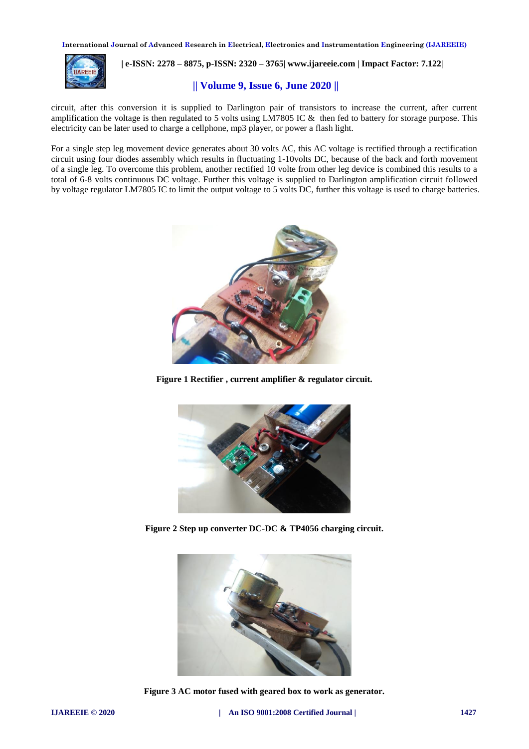circuit, after this conversion it is supplied to Darlington pair of transistors to increase the current, after current amplification the voltage is then regulated to 5 volts using LM7805 IC & then fed to battery for storage purpose. This electricity can be later used to charge a cellphone, mp3 player, or power a flash light.

For a single step leg movement device generates about 30 volts AC, this AC voltage is rectified through a rectification circuit using four diodes assembly which results in fluctuating 1-10volts DC, because of the back and forth movement of a single leg. To overcome this problem, another rectified 10 volte from other leg device is combined this results to a total of 6-8 volts continuous DC voltage. Further this voltage is supplied to Darlington amplification circuit followed by voltage regulator LM7805 IC to limit the output voltage to 5 volts DC, further this voltage is used to charge batteries.

**Figure 1 Rectifier , current amplifier & regulator circuit.**

**Figure 2 Step up converter DC-DC & TP4056 charging circuit.**

**Figure 3 AC motor fused with geared box to work as generator.**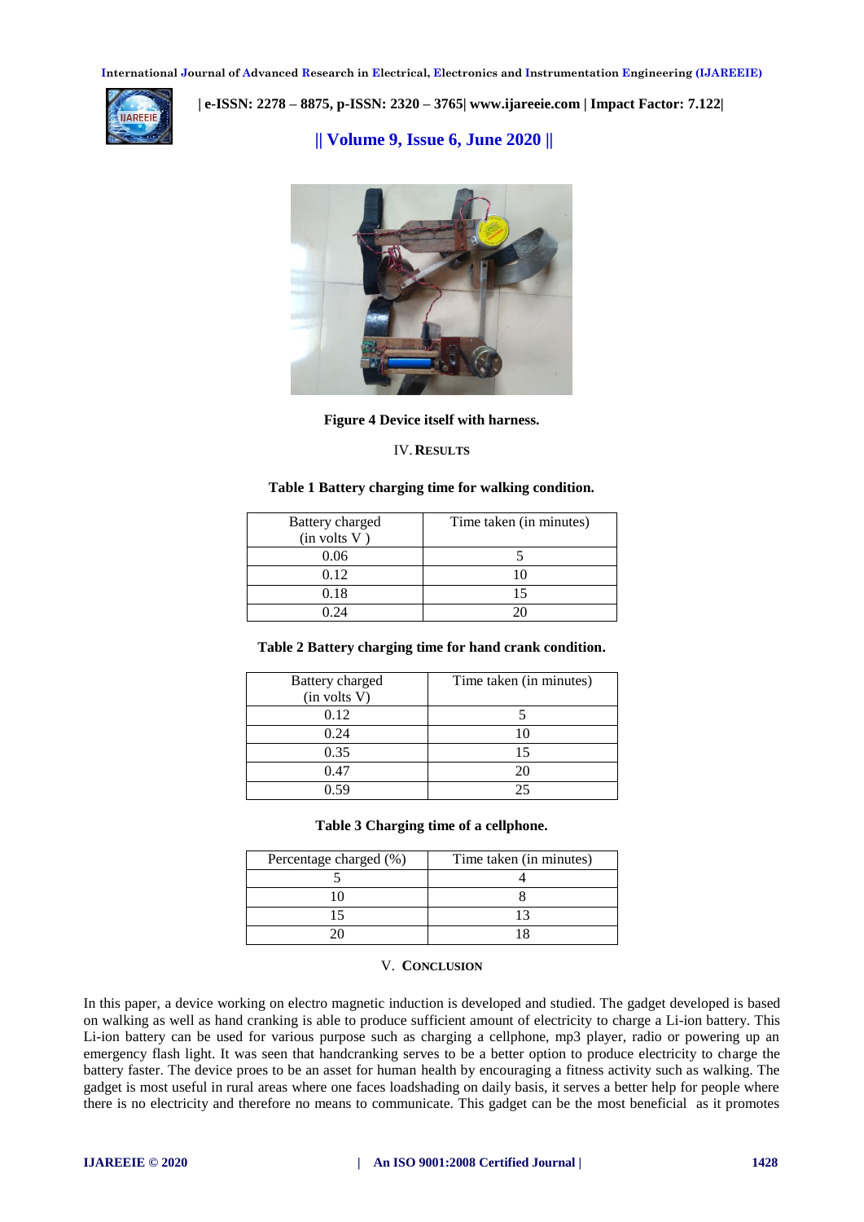**Figure 4 Device itself with harness.**

## IV. RESULTS

**Table 1 Battery charging time for walking condition.**

| Battery charged (in volts V ) | Time taken (in minutes) |
|---|---|
| 0.06 | 5 |
| 0.12 | 10 |
| 0.18 | 15 |
| 0.24 | 20 |

**Table 2 Battery charging time for hand crank condition.**

| Battery charged (in volts V) | Time taken (in minutes) |
|---|---|
| 0.12 | 5 |
| 0.24 | 10 |
| 0.35 | 15 |
| 0.47 | 20 |
| 0.59 | 25 |

**Table 3 Charging time of a cellphone.**

| Percentage charged (%) | Time taken (in minutes) |
|---|---|
| 5 | 4 |
| 10 | 8 |
| 15 | 13 |
| 20 | 18 |

## V. CONCLUSION

In this paper, a device working on electro magnetic induction is developed and studied. The gadget developed is based on walking as well as hand cranking is able to produce sufficient amount of electricity to charge a Li-ion battery. This Li-ion battery can be used for various purpose such as charging a cellphone, mp3 player, radio or powering up an emergency flash light. It was seen that handcranking serves to be a better option to produce electricity to charge the battery faster. The device proes to be an asset for human health by encouraging a fitness activity such as walking. The gadget is most useful in rural areas where one faces loadshading on daily basis, it serves a better help for people where there is no electricity and therefore no means to communicate. This gadget can be the most beneficial as it promotes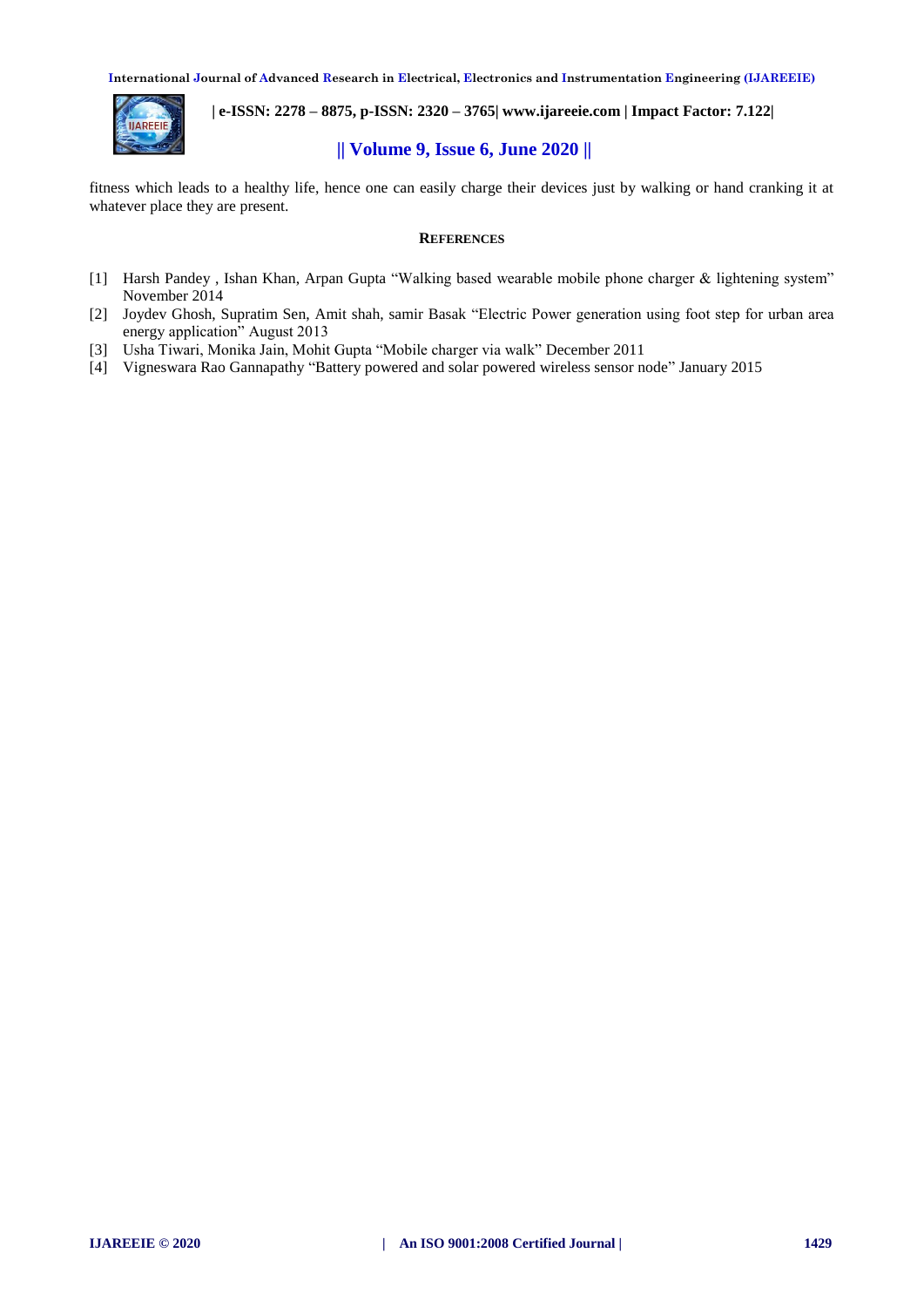fitness which leads to a healthy life, hence one can easily charge their devices just by walking or hand cranking it at whatever place they are present.

## REFERENCES

[1] Harsh Pandey , Ishan Khan, Arpan Gupta "Walking based wearable mobile phone charger & lightening system" November 2014

[2] Joydev Ghosh, Supratim Sen, Amit shah, samir Basak "Electric Power generation using foot step for urban area energy application" August 2013

[3] Usha Tiwari, Monika Jain, Mohit Gupta "Mobile charger via walk" December 2011

[4] Vigneswara Rao Gannapathy "Battery powered and solar powered wireless sensor node" January 2015